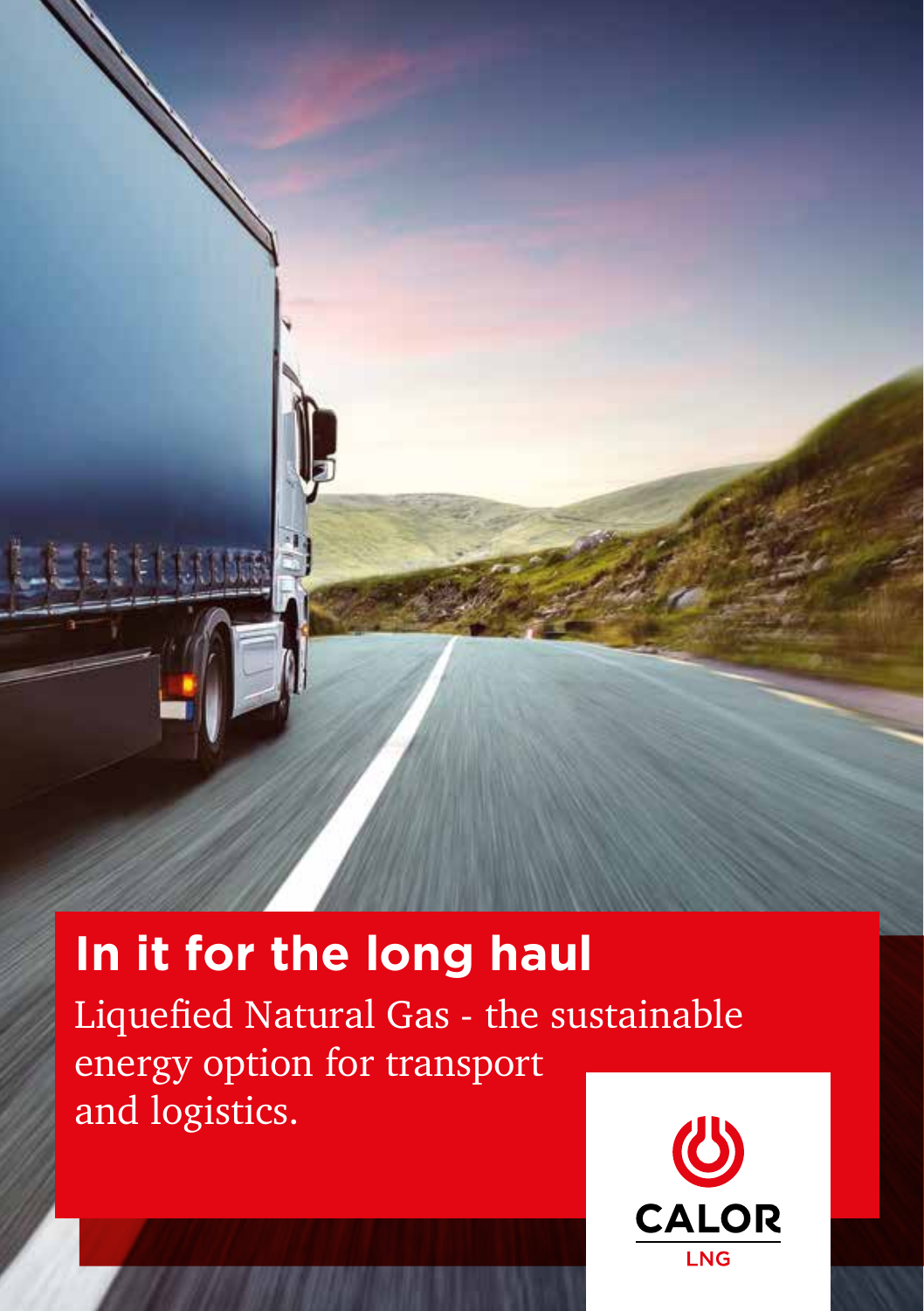# In it for the long haul

Liquefied Natural Gas - the sustainable energy option for transport and logistics.

CALOR

LNG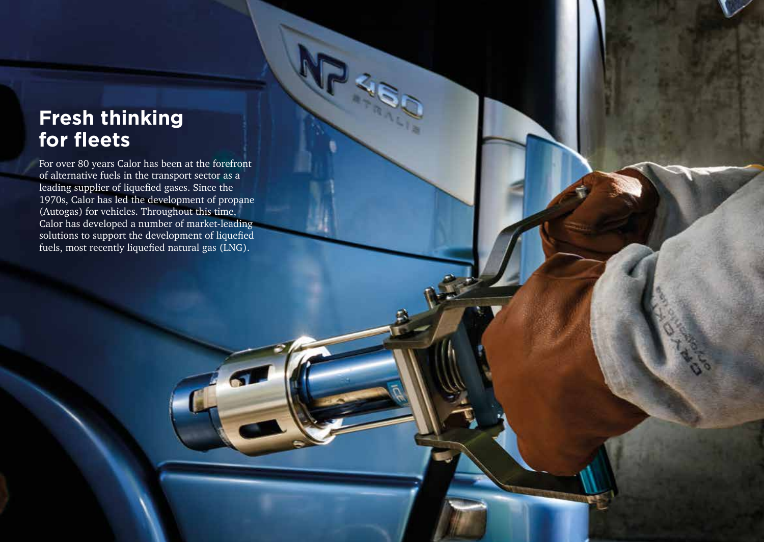# Fresh thinking for fleets

For over 80 years Calor has been at the forefront of alternative fuels in the transport sector as a leading supplier of liquefied gases. Since the 1970s, Calor has led the development of propane (Autogas) for vehicles. Throughout this time, Calor has developed a number of market-leading solutions to support the development of liquefied fuels, most recently liquefied natural gas (LNG).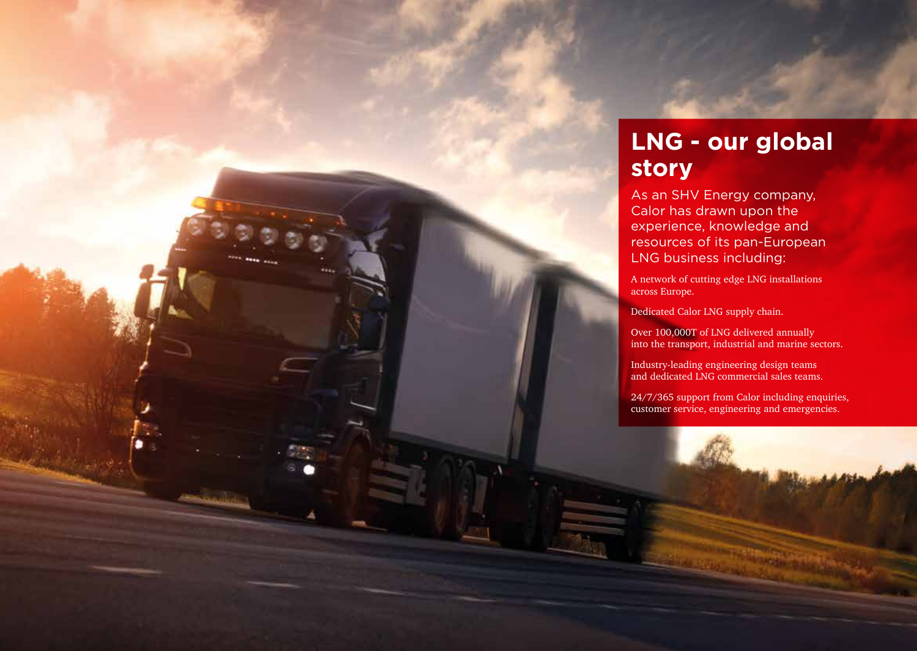# LNG - our global story

As an SHV Energy company, Calor has drawn upon the experience, knowledge and resources of its pan-European LNG business including:

A network of cutting edge LNG installations across Europe.

Dedicated Calor LNG supply chain.

Over 100,000T of LNG delivered annually into the transport, industrial and marine sectors.

Industry-leading engineering design teams and dedicated LNG commercial sales teams.

24/7/365 support from Calor including enquiries, customer service, engineering and emergencies.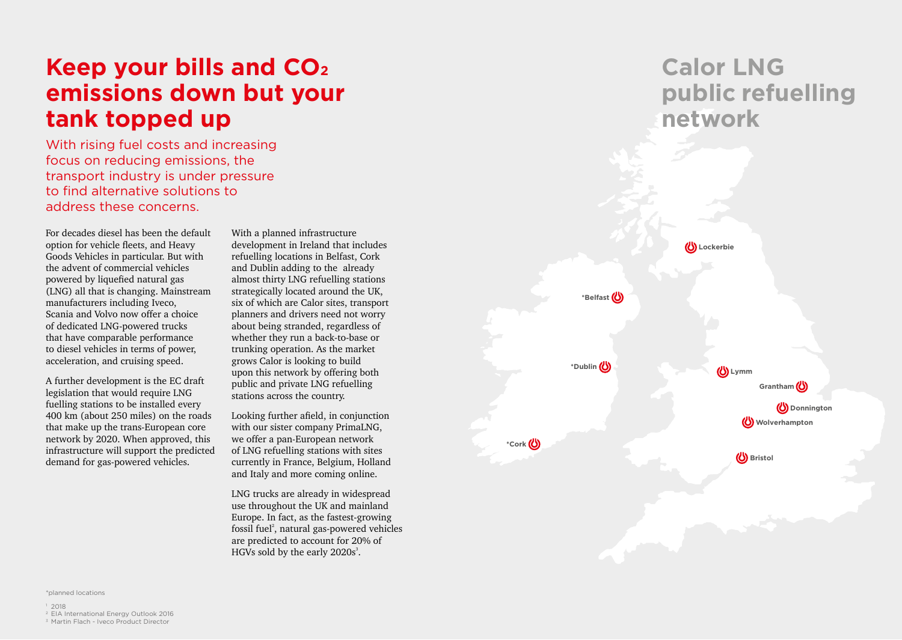# Keep your bills and $CO_2$ emissions down but your tank topped up

With rising fuel costs and increasing focus on reducing emissions, the transport industry is under pressure to find alternative solutions to address these concerns.

For decades diesel has been the default option for vehicle fleets, and Heavy Goods Vehicles in particular. But with the advent of commercial vehicles powered by liquefied natural gas (LNG) all that is changing. Mainstream manufacturers including Iveco, Scania and Volvo now offer a choice of dedicated LNG-powered trucks that have comparable performance to diesel vehicles in terms of power, acceleration, and cruising speed.

A further development is the EC draft legislation that would require LNG fuelling stations to be installed every 400 km (about 250 miles) on the roads that make up the trans-European core network by 2020. When approved, this infrastructure will support the predicted demand for gas-powered vehicles.

With a planned infrastructure development in Ireland that includes refuelling locations in Belfast, Cork and Dublin adding to the already almost thirty LNG refuelling stations strategically located around the UK, six of which are Calor sites, transport planners and drivers need not worry about being stranded, regardless of whether they run a back-to-base or trunking operation. As the market grows Calor is looking to build upon this network by offering both public and private LNG refuelling stations across the country.

Looking further afield, in conjunction with our sister company PrimaLNG, we offer a pan-European network of LNG refuelling stations with sites currently in France, Belgium, Holland and Italy and more coming online.

LNG trucks are already in widespread use throughout the UK and mainland Europe. In fact, as the fastest-growing fossil fuel[2], natural gas-powered vehicles are predicted to account for 20% of HGVs sold by the early 2020s[3].

## Calor LNG public refuelling network

- Lockerbie
- *Belfast
- *Dublin
- *Cork
- Lymm
- Grantham
- Donnington
- Wolverhampton
- Bristol

*planned locations

[1] 2018
[2] EIA International Energy Outlook 2016
[3] Martin Flach - Iveco Product Director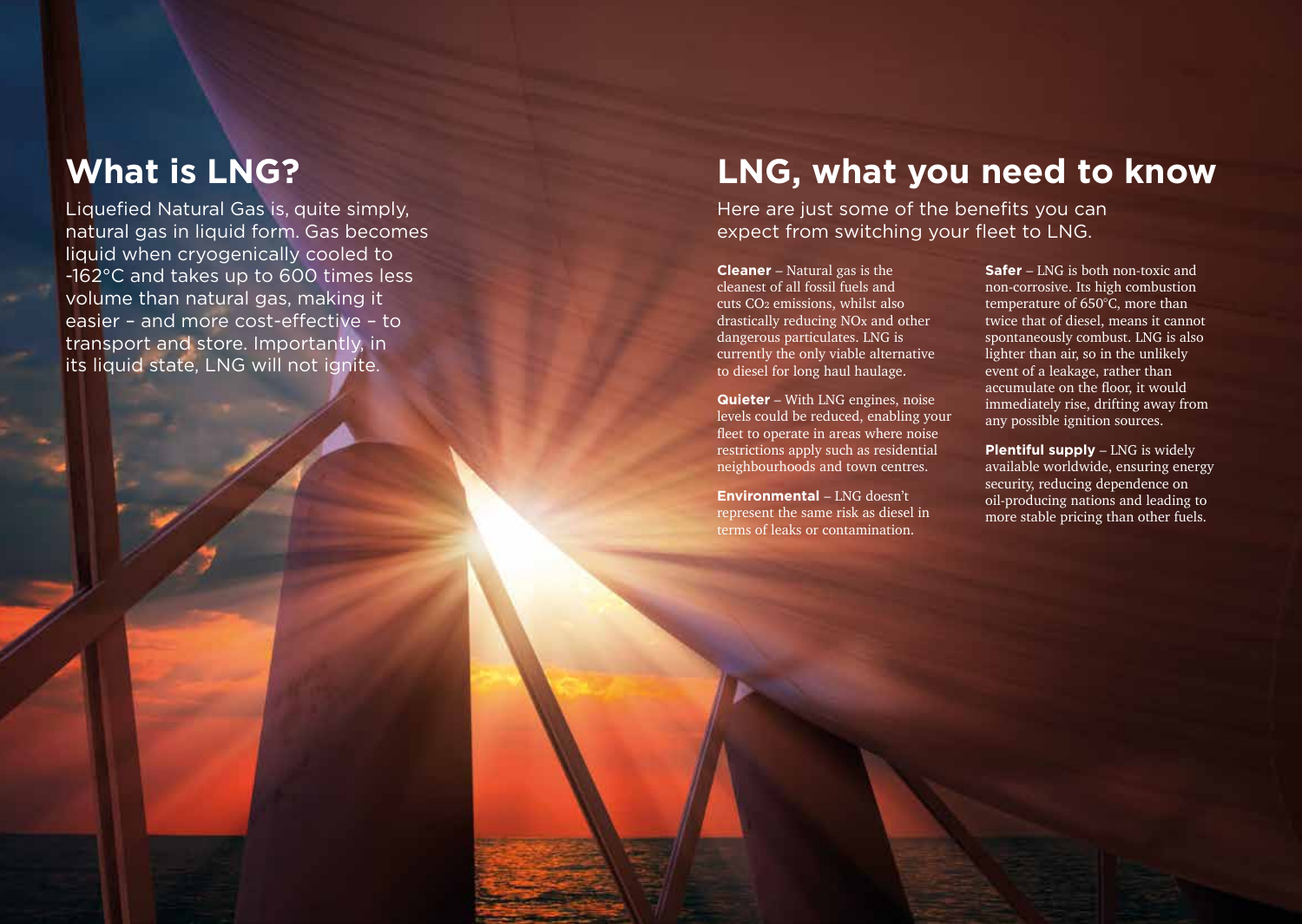## What is LNG?

Liquefied Natural Gas is, quite simply, natural gas in liquid form. Gas becomes liquid when cryogenically cooled to -162°C and takes up to 600 times less volume than natural gas, making it easier – and more cost-effective – to transport and store. Importantly, in its liquid state, LNG will not ignite.

## LNG, what you need to know

Here are just some of the benefits you can expect from switching your fleet to LNG.

**Cleaner** – Natural gas is the cleanest of all fossil fuels and cuts $CO_2$ emissions, whilst also drastically reducing $NO_x$ and other dangerous particulates. LNG is currently the only viable alternative to diesel for long haul haulage.

**Quieter** – With LNG engines, noise levels could be reduced, enabling your fleet to operate in areas where noise restrictions apply such as residential neighbourhoods and town centres.

**Environmental** – LNG doesn't represent the same risk as diesel in terms of leaks or contamination.

**Safer** – LNG is both non-toxic and non-corrosive. Its high combustion temperature of 650°C, more than twice that of diesel, means it cannot spontaneously combust. LNG is also lighter than air, so in the unlikely event of a leakage, rather than accumulate on the floor, it would immediately rise, drifting away from any possible ignition sources.

**Plentiful supply** – LNG is widely available worldwide, ensuring energy security, reducing dependence on oil-producing nations and leading to more stable pricing than other fuels.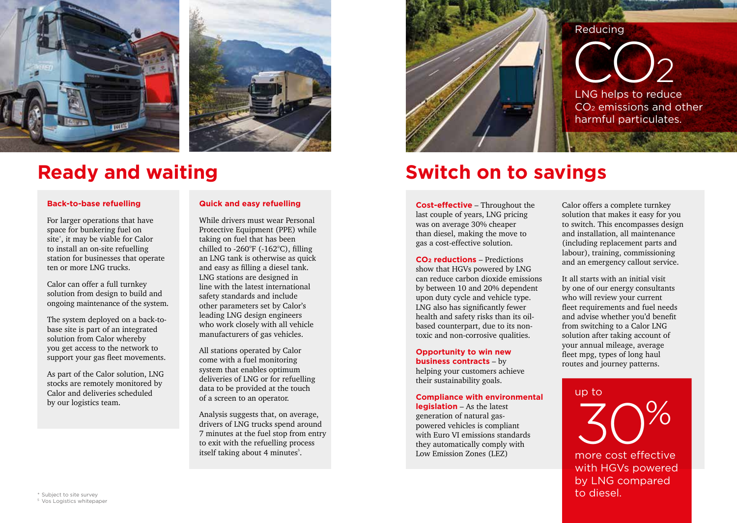# Ready and waiting

### Back-to-base refuelling

For larger operations that have space for bunkering fuel on site[*], it may be viable for Calor to install an on-site refuelling station for businesses that operate ten or more LNG trucks.

Calor can offer a full turnkey solution from design to build and ongoing maintenance of the system.

The system deployed on a back-to-base site is part of an integrated solution from Calor whereby you get access to the network to support your gas fleet movements.

As part of the Calor solution, LNG stocks are remotely monitored by Calor and deliveries scheduled by our logistics team.

### Quick and easy refuelling

While drivers must wear Personal Protective Equipment (PPE) while taking on fuel that has been chilled to -260°F (-162°C), filling an LNG tank is otherwise as quick and easy as filling a diesel tank. LNG stations are designed in line with the latest international safety standards and include other parameters set by Calor's leading LNG design engineers who work closely with all vehicle manufacturers of gas vehicles.

All stations operated by Calor come with a fuel monitoring system that enables optimum deliveries of LNG or for refuelling data to be provided at the touch of a screen to an operator.

Analysis suggests that, on average, drivers of LNG trucks spend around 7 minutes at the fuel stop from entry to exit with the refuelling process itself taking about 4 minutes[5].

Reducing

$CO_2$

LNG helps to reduce $CO_2$ emissions and other harmful particulates.

# Switch on to savings

**Cost-effective** – Throughout the last couple of years, LNG pricing was on average 30% cheaper than diesel, making the move to gas a cost-effective solution.

**$CO_2$ reductions** – Predictions show that HGVs powered by LNG can reduce carbon dioxide emissions by between 10 and 20% dependent upon duty cycle and vehicle type. LNG also has significantly fewer health and safety risks than its oil-based counterpart, due to its non-toxic and non-corrosive qualities.

**Opportunity to win new business contracts** – by helping your customers achieve their sustainability goals.

**Compliance with environmental legislation** – As the latest generation of natural gas-powered vehicles is compliant with Euro VI emissions standards they automatically comply with Low Emission Zones (LEZ)

Calor offers a complete turnkey solution that makes it easy for you to switch. This encompasses design and installation, all maintenance (including replacement parts and labour), training, commissioning and an emergency callout service.

It all starts with an initial visit by one of our energy consultants who will review your current fleet requirements and fuel needs and advise whether you'd benefit from switching to a Calor LNG solution after taking account of your annual mileage, average fleet mpg, types of long haul routes and journey patterns.

up to

30%

more cost effective with HGVs powered by LNG compared to diesel.

[*] Subject to site survey
[5] Vos Logistics whitepaper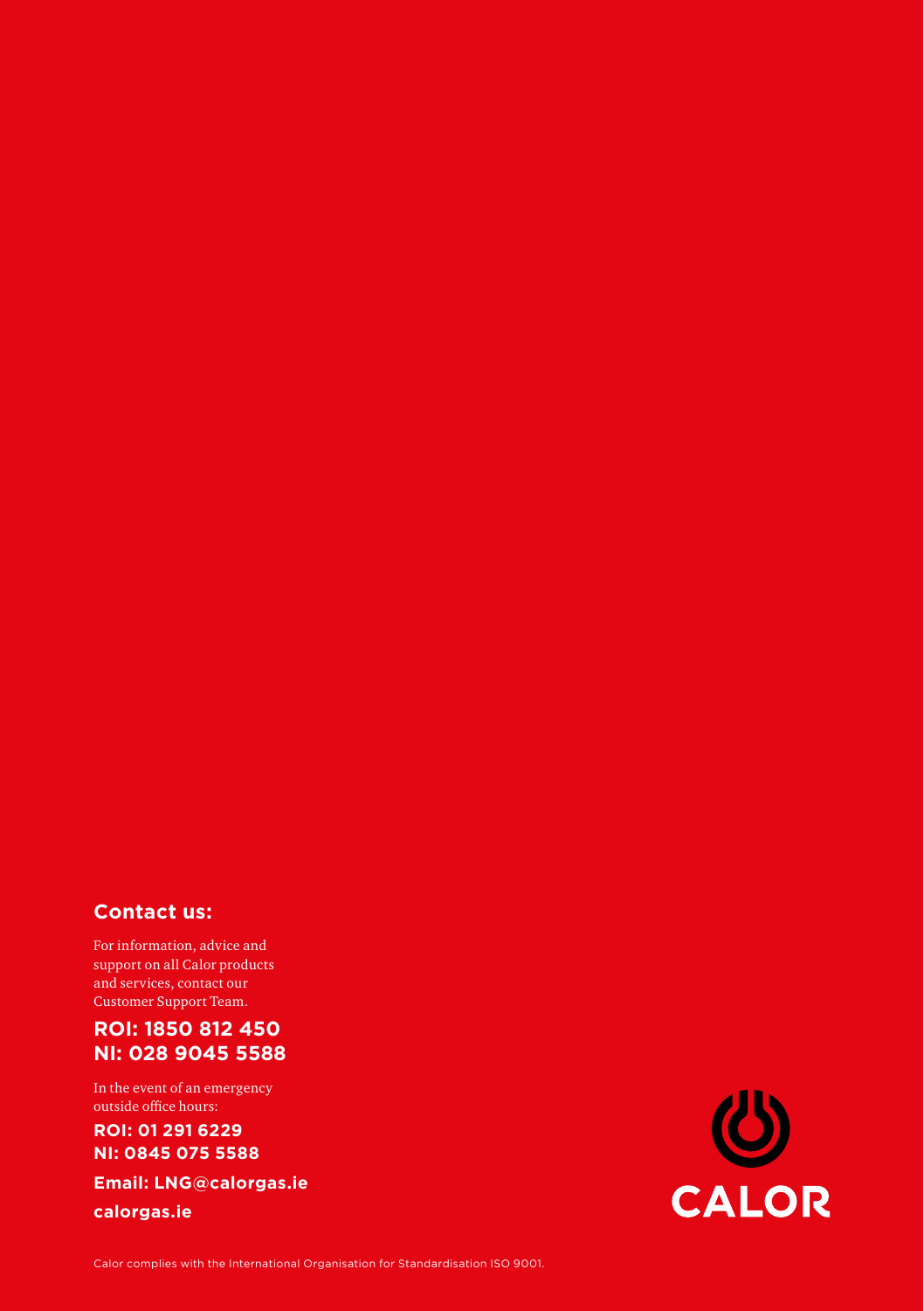## Contact us:

For information, advice and support on all Calor products and services, contact our Customer Support Team.

**ROI: 1850 812 450**
**NI: 028 9045 5588**

In the event of an emergency outside office hours:

**ROI: 01 291 6229**
**NI: 0845 075 5588**

**Email: LNG@calorgas.ie**

**calorgas.ie**

CALOR

Calor complies with the International Organisation for Standardisation ISO 9001.